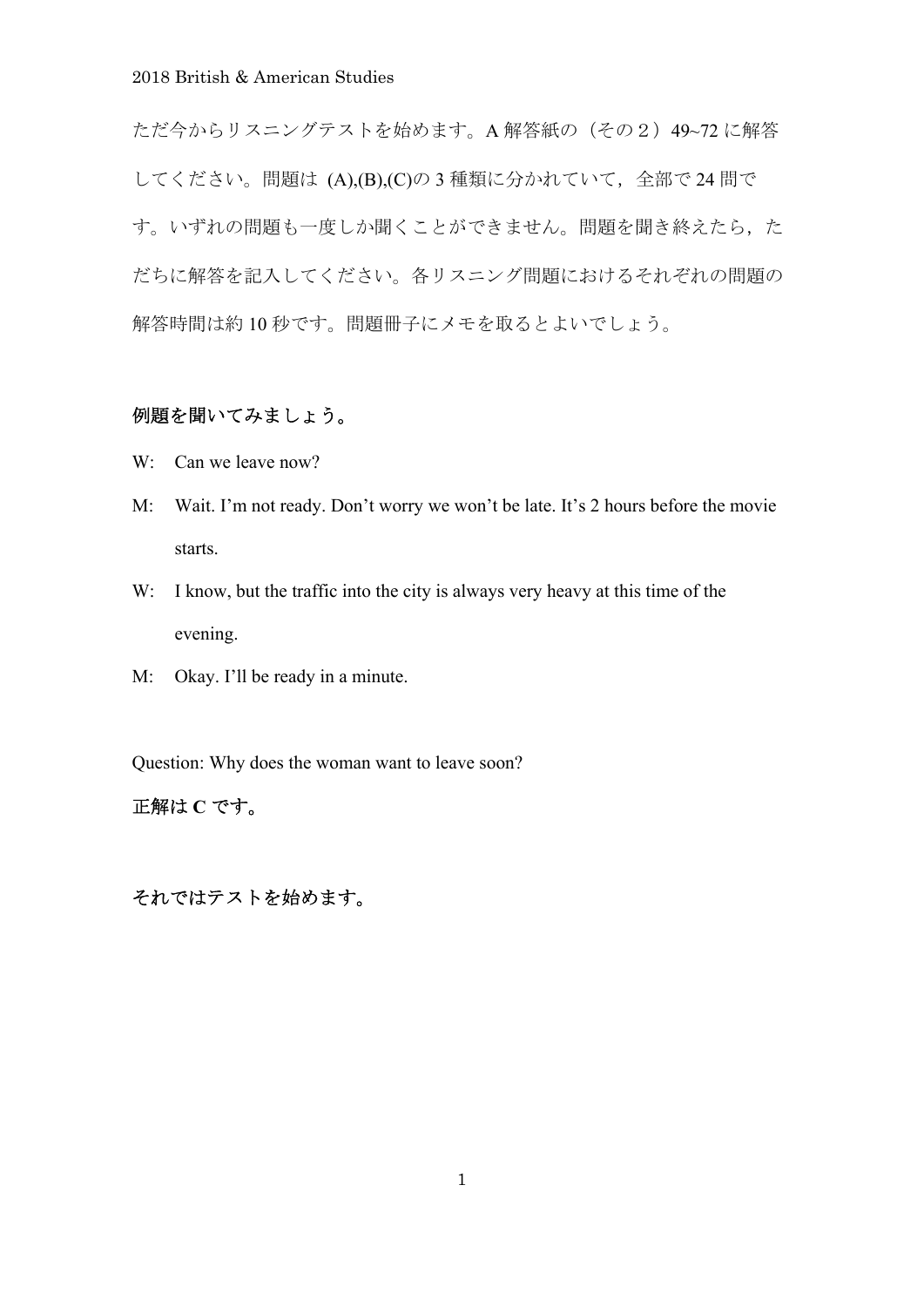ただ今からリスニングテストを始めます。A 解答紙の（その２）49~72 に解答してください。問題は (A),(B),(C)の 3 種類に分かれていて，全部で 24 問です。いずれの問題も一度しか聞くことができません。問題を聞き終えたら，ただちに解答を記入してください。各リスニング問題におけるそれぞれの問題の解答時間は約 10 秒です。問題冊子にメモを取るとよいでしょう。

**例題を聞いてみましょう。**

W: Can we leave now?

M: Wait. I'm not ready. Don't worry we won't be late. It's 2 hours before the movie starts.

W: I know, but the traffic into the city is always very heavy at this time of the evening.

M: Okay. I'll be ready in a minute.

Question: Why does the woman want to leave soon?

**正解は C です。**

**それではテストを始めます。**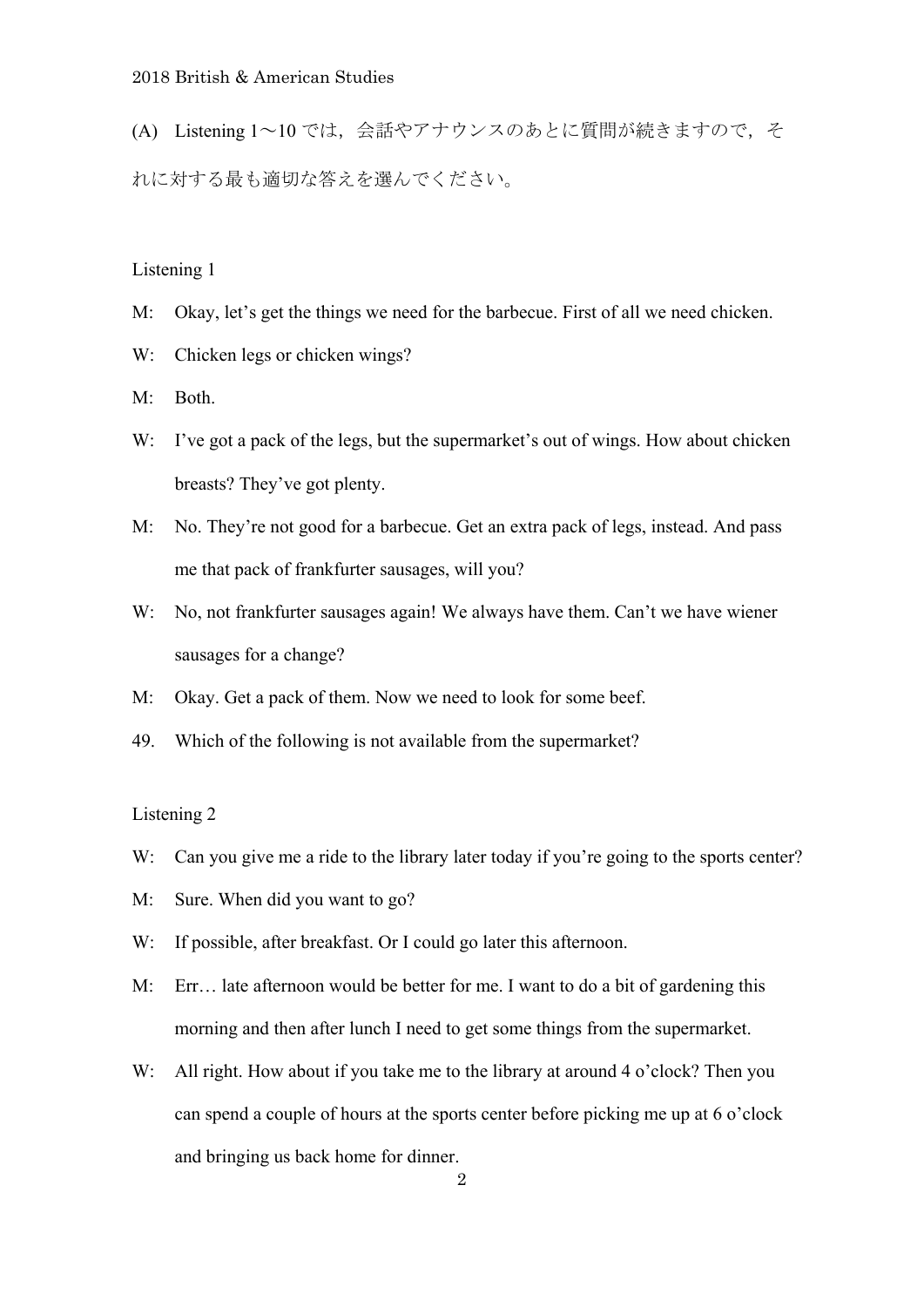2018 British & American Studies

(A) Listening 1～10 では，会話やアナウンスのあとに質問が続きますので，それに対する最も適切な答えを選んでください。

Listening 1

M: Okay, let's get the things we need for the barbecue. First of all we need chicken.

W: Chicken legs or chicken wings?

M: Both.

W: I've got a pack of the legs, but the supermarket's out of wings. How about chicken breasts? They've got plenty.

M: No. They're not good for a barbecue. Get an extra pack of legs, instead. And pass me that pack of frankfurter sausages, will you?

W: No, not frankfurter sausages again! We always have them. Can't we have wiener sausages for a change?

M: Okay. Get a pack of them. Now we need to look for some beef.

49. Which of the following is not available from the supermarket?

Listening 2

W: Can you give me a ride to the library later today if you're going to the sports center?

M: Sure. When did you want to go?

W: If possible, after breakfast. Or I could go later this afternoon.

M: Err… late afternoon would be better for me. I want to do a bit of gardening this morning and then after lunch I need to get some things from the supermarket.

W: All right. How about if you take me to the library at around 4 o'clock? Then you can spend a couple of hours at the sports center before picking me up at 6 o'clock and bringing us back home for dinner.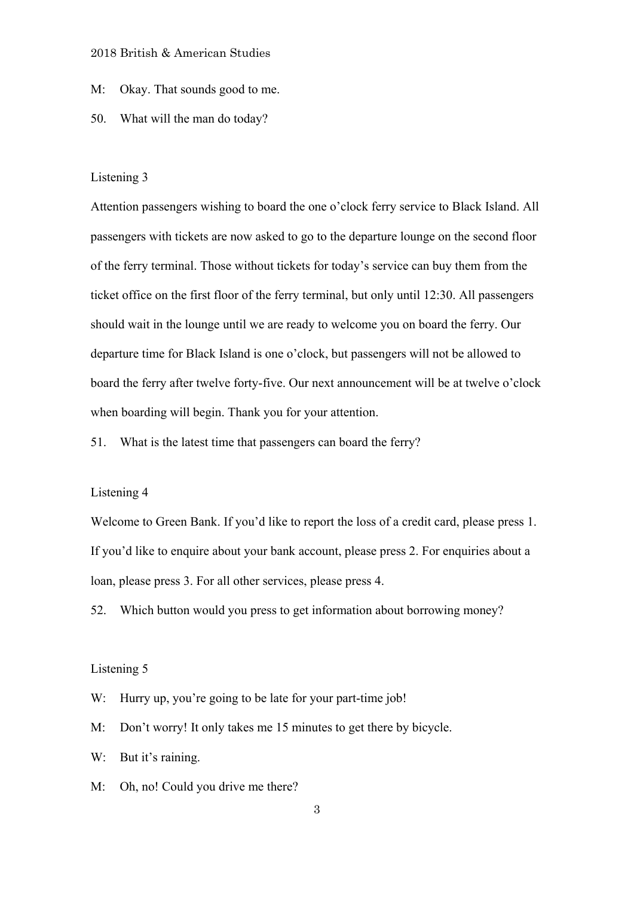M: Okay. That sounds good to me.

50. What will the man do today?

Listening 3

Attention passengers wishing to board the one o'clock ferry service to Black Island. All passengers with tickets are now asked to go to the departure lounge on the second floor of the ferry terminal. Those without tickets for today's service can buy them from the ticket office on the first floor of the ferry terminal, but only until 12:30. All passengers should wait in the lounge until we are ready to welcome you on board the ferry. Our departure time for Black Island is one o'clock, but passengers will not be allowed to board the ferry after twelve forty-five. Our next announcement will be at twelve o'clock when boarding will begin. Thank you for your attention.

51. What is the latest time that passengers can board the ferry?

Listening 4

Welcome to Green Bank. If you'd like to report the loss of a credit card, please press 1. If you'd like to enquire about your bank account, please press 2. For enquiries about a loan, please press 3. For all other services, please press 4.

52. Which button would you press to get information about borrowing money?

Listening 5

W: Hurry up, you're going to be late for your part-time job!

M: Don't worry! It only takes me 15 minutes to get there by bicycle.

W: But it's raining.

M: Oh, no! Could you drive me there?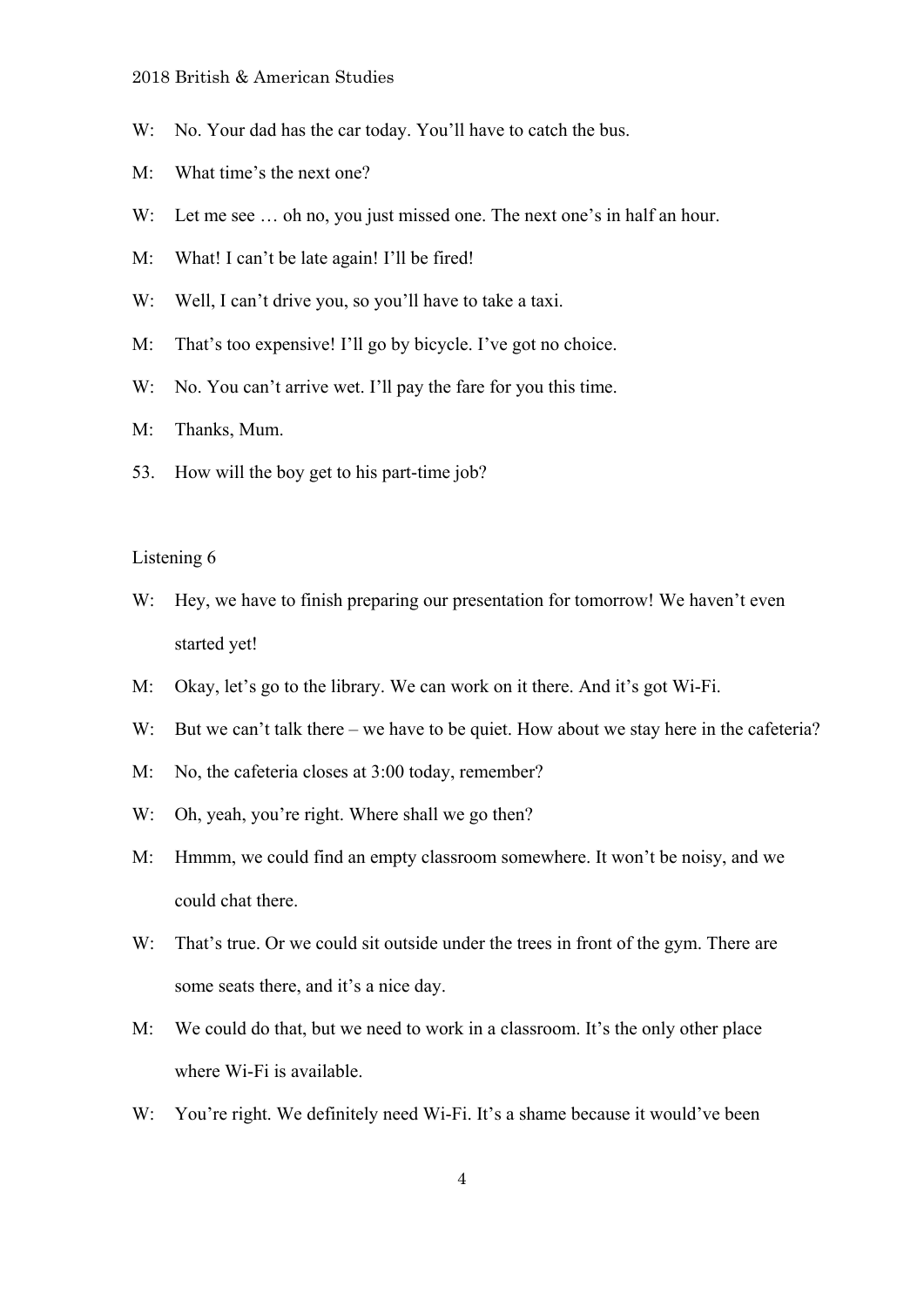W: No. Your dad has the car today. You'll have to catch the bus.

M: What time's the next one?

W: Let me see … oh no, you just missed one. The next one's in half an hour.

M: What! I can't be late again! I'll be fired!

W: Well, I can't drive you, so you'll have to take a taxi.

M: That's too expensive! I'll go by bicycle. I've got no choice.

W: No. You can't arrive wet. I'll pay the fare for you this time.

M: Thanks, Mum.

53. How will the boy get to his part-time job?

Listening 6

W: Hey, we have to finish preparing our presentation for tomorrow! We haven't even started yet!

M: Okay, let's go to the library. We can work on it there. And it's got Wi-Fi.

W: But we can't talk there – we have to be quiet. How about we stay here in the cafeteria?

M: No, the cafeteria closes at 3:00 today, remember?

W: Oh, yeah, you're right. Where shall we go then?

M: Hmmm, we could find an empty classroom somewhere. It won't be noisy, and we could chat there.

W: That's true. Or we could sit outside under the trees in front of the gym. There are some seats there, and it's a nice day.

M: We could do that, but we need to work in a classroom. It's the only other place where Wi-Fi is available.

W: You're right. We definitely need Wi-Fi. It's a shame because it would've been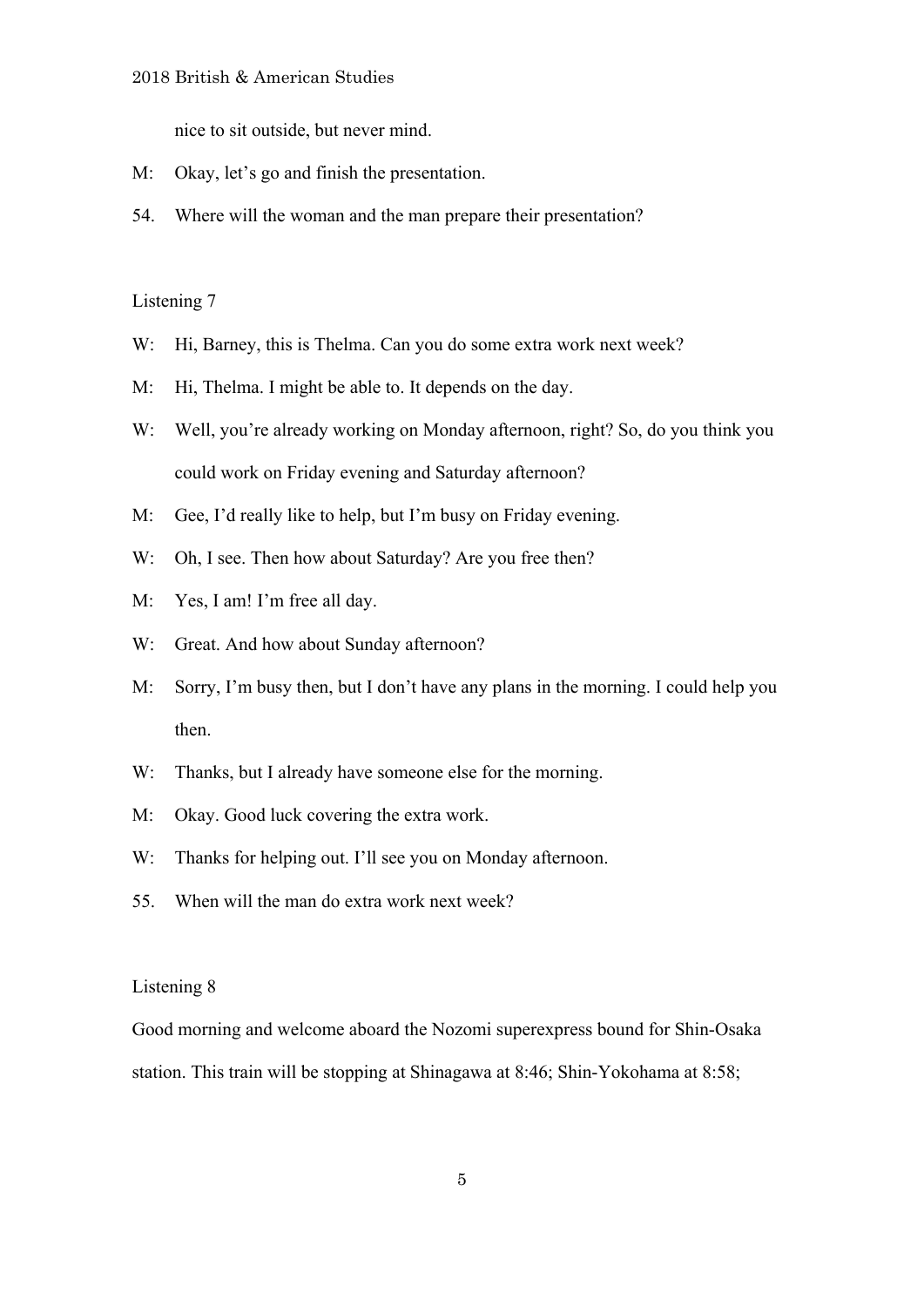nice to sit outside, but never mind.

M: Okay, let's go and finish the presentation.

54. Where will the woman and the man prepare their presentation?

Listening 7

W: Hi, Barney, this is Thelma. Can you do some extra work next week?

M: Hi, Thelma. I might be able to. It depends on the day.

W: Well, you're already working on Monday afternoon, right? So, do you think you could work on Friday evening and Saturday afternoon?

M: Gee, I'd really like to help, but I'm busy on Friday evening.

W: Oh, I see. Then how about Saturday? Are you free then?

M: Yes, I am! I'm free all day.

W: Great. And how about Sunday afternoon?

M: Sorry, I'm busy then, but I don't have any plans in the morning. I could help you then.

W: Thanks, but I already have someone else for the morning.

M: Okay. Good luck covering the extra work.

W: Thanks for helping out. I'll see you on Monday afternoon.

55. When will the man do extra work next week?

Listening 8

Good morning and welcome aboard the Nozomi superexpress bound for Shin-Osaka station. This train will be stopping at Shinagawa at 8:46; Shin-Yokohama at 8:58;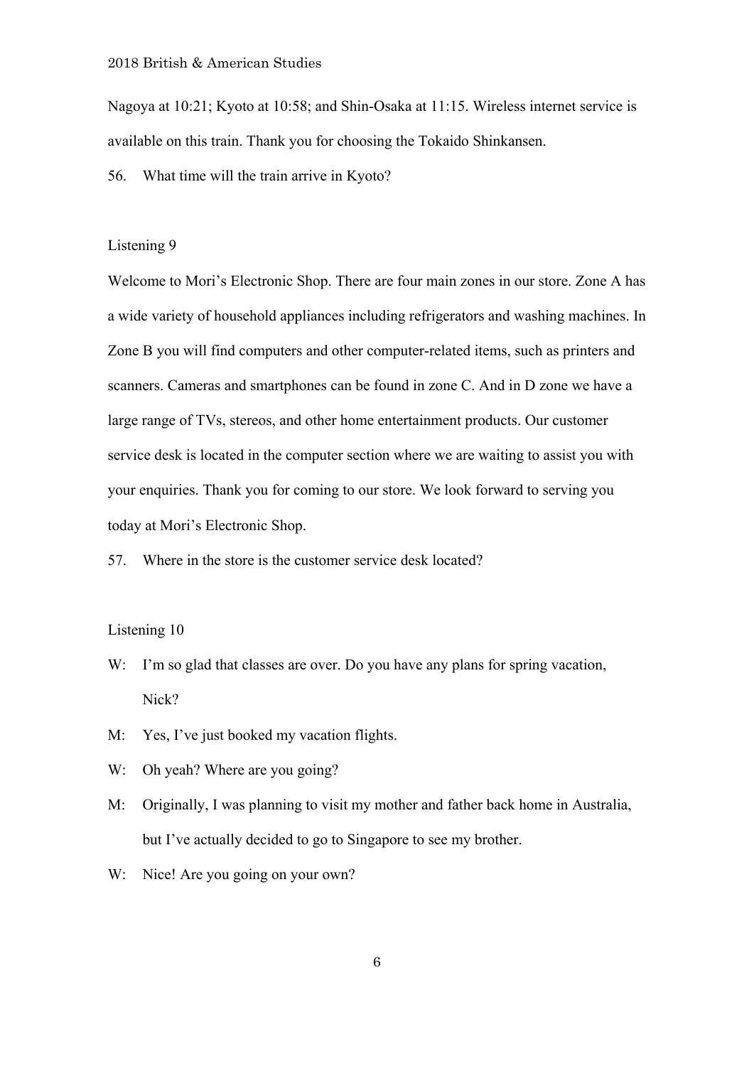Nagoya at 10:21; Kyoto at 10:58; and Shin-Osaka at 11:15. Wireless internet service is available on this train. Thank you for choosing the Tokaido Shinkansen.

56. What time will the train arrive in Kyoto?

Listening 9

Welcome to Mori's Electronic Shop. There are four main zones in our store. Zone A has a wide variety of household appliances including refrigerators and washing machines. In Zone B you will find computers and other computer-related items, such as printers and scanners. Cameras and smartphones can be found in zone C. And in D zone we have a large range of TVs, stereos, and other home entertainment products. Our customer service desk is located in the computer section where we are waiting to assist you with your enquiries. Thank you for coming to our store. We look forward to serving you today at Mori's Electronic Shop.

57. Where in the store is the customer service desk located?

Listening 10

W: I'm so glad that classes are over. Do you have any plans for spring vacation, Nick?

M: Yes, I've just booked my vacation flights.

W: Oh yeah? Where are you going?

M: Originally, I was planning to visit my mother and father back home in Australia, but I've actually decided to go to Singapore to see my brother.

W: Nice! Are you going on your own?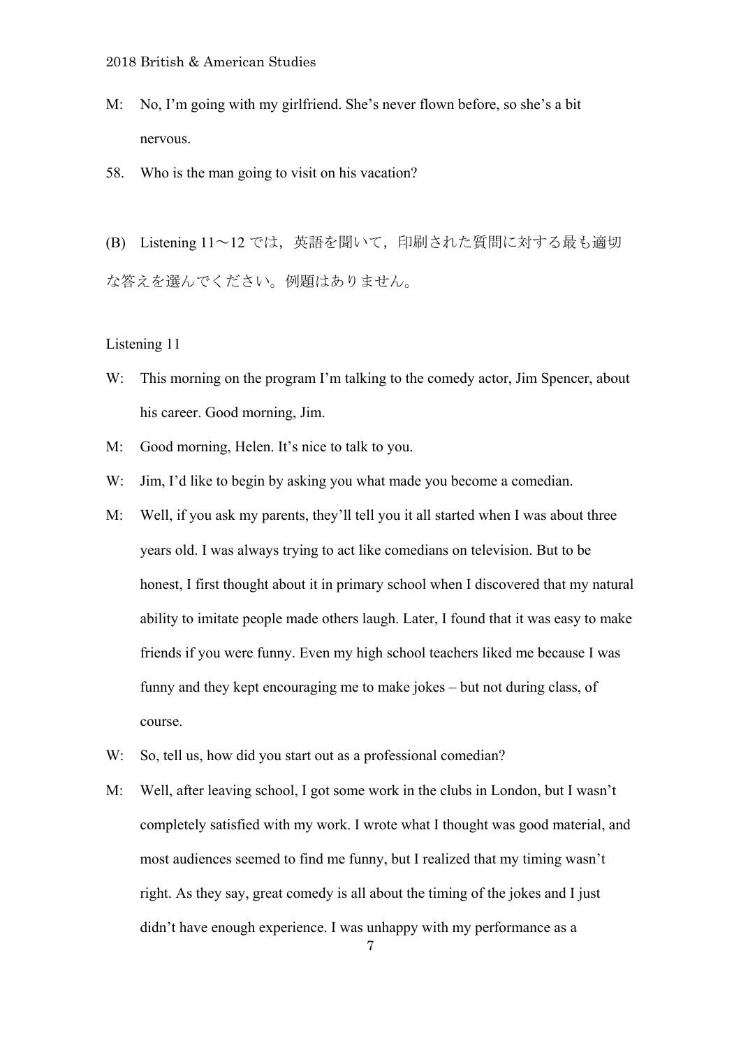M: No, I'm going with my girlfriend. She's never flown before, so she's a bit nervous.

58. Who is the man going to visit on his vacation?

(B) Listening 11～12 では，英語を聞いて，印刷された質問に対する最も適切な答えを選んでください。例題はありません。

Listening 11

W: This morning on the program I'm talking to the comedy actor, Jim Spencer, about his career. Good morning, Jim.

M: Good morning, Helen. It's nice to talk to you.

W: Jim, I'd like to begin by asking you what made you become a comedian.

M: Well, if you ask my parents, they'll tell you it all started when I was about three years old. I was always trying to act like comedians on television. But to be honest, I first thought about it in primary school when I discovered that my natural ability to imitate people made others laugh. Later, I found that it was easy to make friends if you were funny. Even my high school teachers liked me because I was funny and they kept encouraging me to make jokes – but not during class, of course.

W: So, tell us, how did you start out as a professional comedian?

M: Well, after leaving school, I got some work in the clubs in London, but I wasn't completely satisfied with my work. I wrote what I thought was good material, and most audiences seemed to find me funny, but I realized that my timing wasn't right. As they say, great comedy is all about the timing of the jokes and I just didn't have enough experience. I was unhappy with my performance as a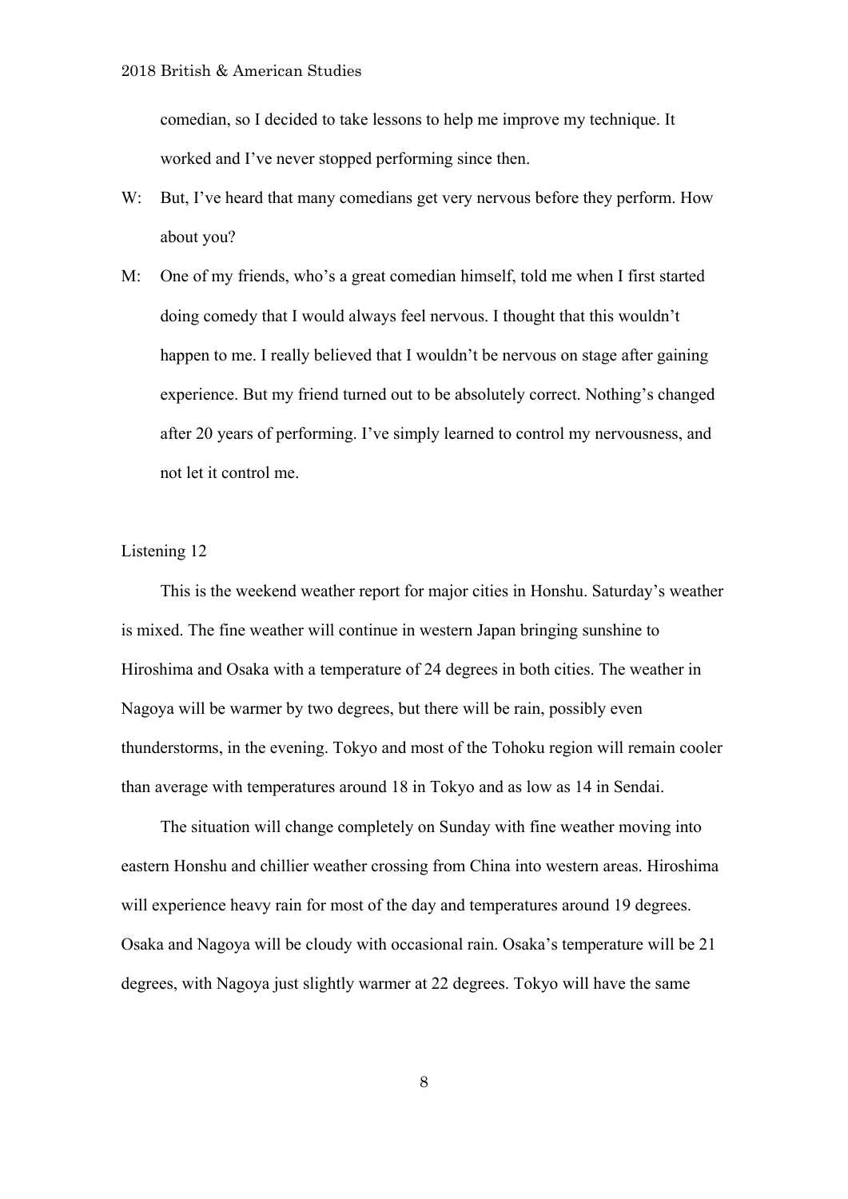comedian, so I decided to take lessons to help me improve my technique. It worked and I've never stopped performing since then.

W: But, I've heard that many comedians get very nervous before they perform. How about you?

M: One of my friends, who's a great comedian himself, told me when I first started doing comedy that I would always feel nervous. I thought that this wouldn't happen to me. I really believed that I wouldn't be nervous on stage after gaining experience. But my friend turned out to be absolutely correct. Nothing's changed after 20 years of performing. I've simply learned to control my nervousness, and not let it control me.

Listening 12

This is the weekend weather report for major cities in Honshu. Saturday's weather is mixed. The fine weather will continue in western Japan bringing sunshine to Hiroshima and Osaka with a temperature of 24 degrees in both cities. The weather in Nagoya will be warmer by two degrees, but there will be rain, possibly even thunderstorms, in the evening. Tokyo and most of the Tohoku region will remain cooler than average with temperatures around 18 in Tokyo and as low as 14 in Sendai.

The situation will change completely on Sunday with fine weather moving into eastern Honshu and chillier weather crossing from China into western areas. Hiroshima will experience heavy rain for most of the day and temperatures around 19 degrees. Osaka and Nagoya will be cloudy with occasional rain. Osaka's temperature will be 21 degrees, with Nagoya just slightly warmer at 22 degrees. Tokyo will have the same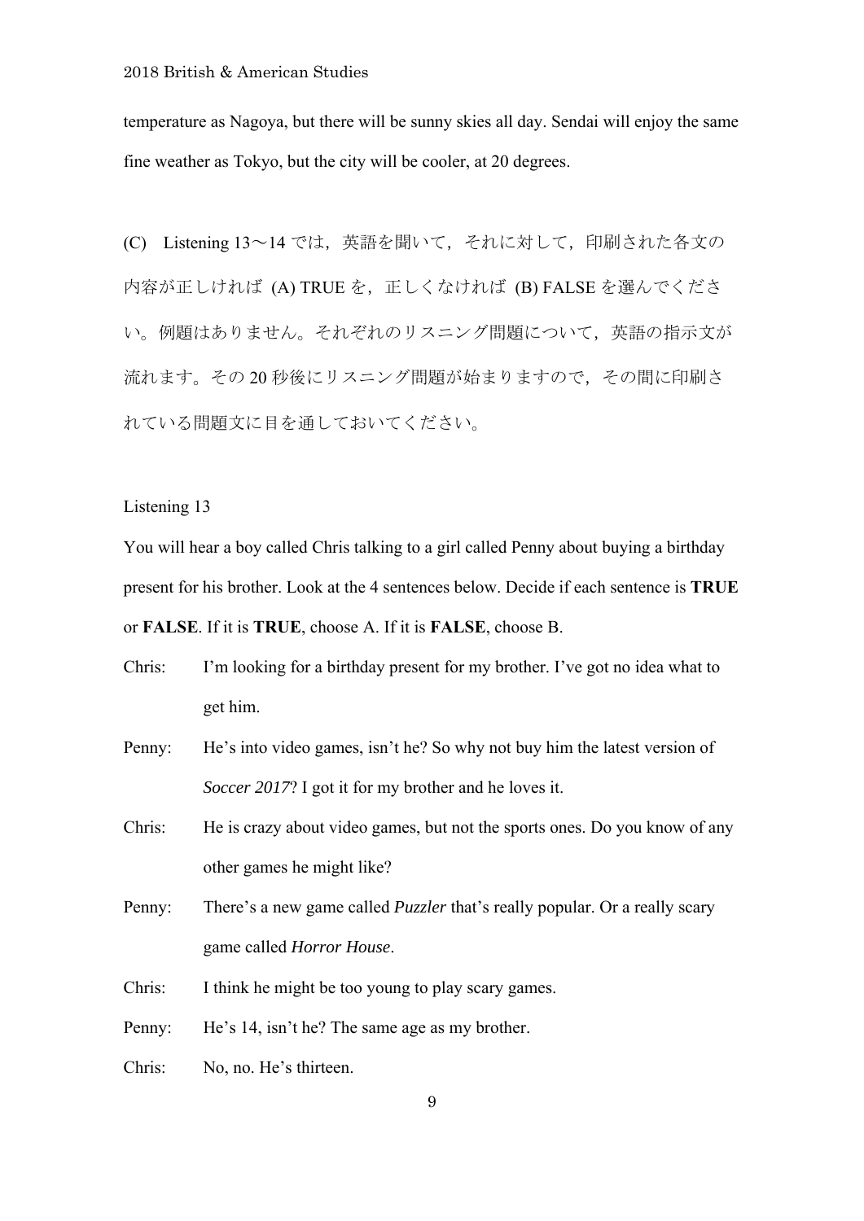temperature as Nagoya, but there will be sunny skies all day. Sendai will enjoy the same fine weather as Tokyo, but the city will be cooler, at 20 degrees.

(C)　Listening 13～14 では，英語を聞いて，それに対して，印刷された各文の内容が正しければ (A) TRUE を，正しくなければ (B) FALSE を選んでください。例題はありません。それぞれのリスニング問題について，英語の指示文が流れます。その 20 秒後にリスニング問題が始まりますので，その間に印刷されている問題文に目を通しておいてください。

Listening 13

You will hear a boy called Chris talking to a girl called Penny about buying a birthday present for his brother. Look at the 4 sentences below. Decide if each sentence is **TRUE** or **FALSE**. If it is **TRUE**, choose A. If it is **FALSE**, choose B.

Chris: I'm looking for a birthday present for my brother. I've got no idea what to get him.

Penny: He's into video games, isn't he? So why not buy him the latest version of *Soccer 2017*? I got it for my brother and he loves it.

Chris: He is crazy about video games, but not the sports ones. Do you know of any other games he might like?

Penny: There's a new game called *Puzzler* that's really popular. Or a really scary game called *Horror House*.

Chris: I think he might be too young to play scary games.

Penny: He's 14, isn't he? The same age as my brother.

Chris: No, no. He's thirteen.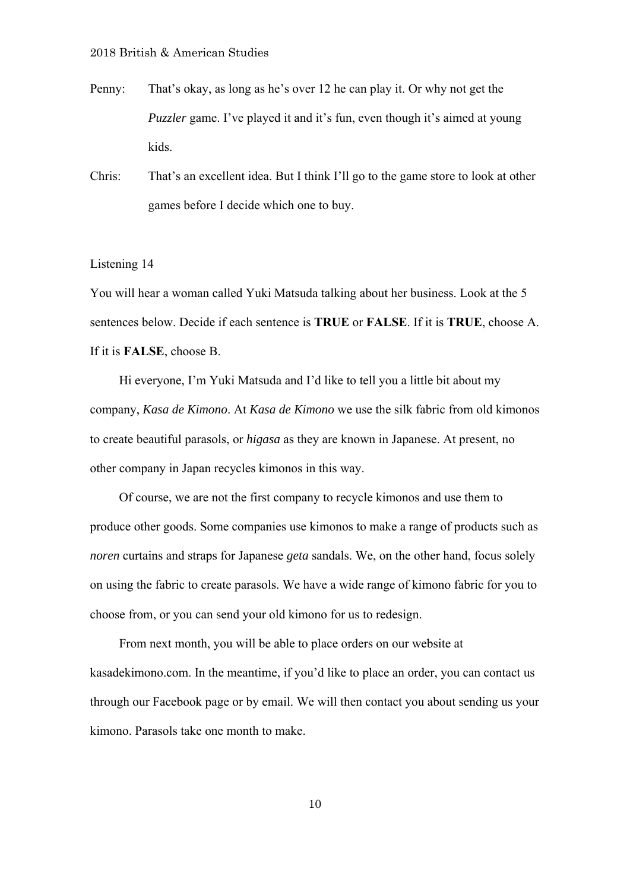Penny: That's okay, as long as he's over 12 he can play it. Or why not get the *Puzzler* game. I've played it and it's fun, even though it's aimed at young kids.

Chris: That's an excellent idea. But I think I'll go to the game store to look at other games before I decide which one to buy.

Listening 14

You will hear a woman called Yuki Matsuda talking about her business. Look at the 5 sentences below. Decide if each sentence is **TRUE** or **FALSE**. If it is **TRUE**, choose A. If it is **FALSE**, choose B.

Hi everyone, I'm Yuki Matsuda and I'd like to tell you a little bit about my company, *Kasa de Kimono*. At *Kasa de Kimono* we use the silk fabric from old kimonos to create beautiful parasols, or *higasa* as they are known in Japanese. At present, no other company in Japan recycles kimonos in this way.

Of course, we are not the first company to recycle kimonos and use them to produce other goods. Some companies use kimonos to make a range of products such as *noren* curtains and straps for Japanese *geta* sandals. We, on the other hand, focus solely on using the fabric to create parasols. We have a wide range of kimono fabric for you to choose from, or you can send your old kimono for us to redesign.

From next month, you will be able to place orders on our website at kasadekimono.com. In the meantime, if you'd like to place an order, you can contact us through our Facebook page or by email. We will then contact you about sending us your kimono. Parasols take one month to make.